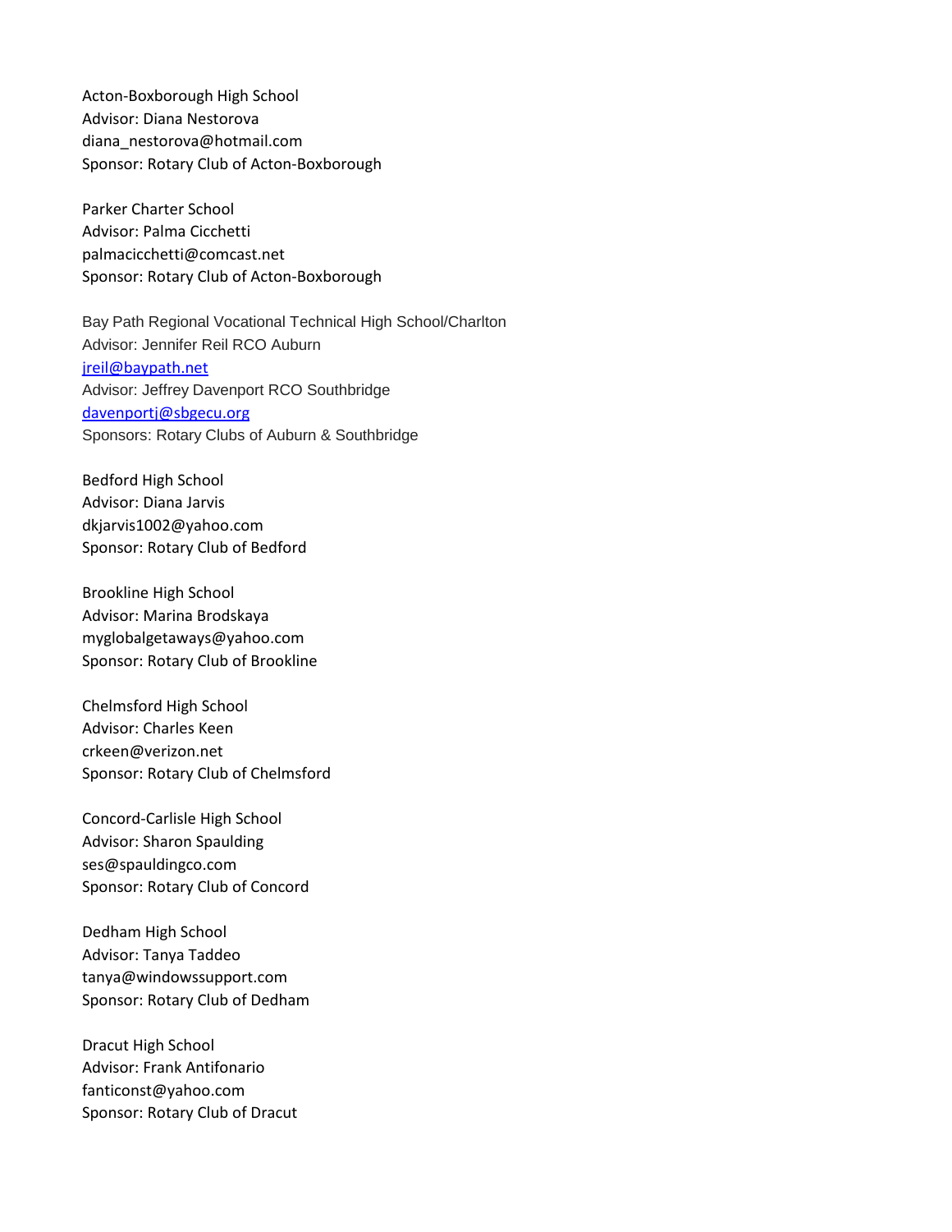Acton-Boxborough High School
Advisor: Diana Nestorova
diana_nestorova@hotmail.com
Sponsor: Rotary Club of Acton-Boxborough

Parker Charter School
Advisor: Palma Cicchetti
palmacicchetti@comcast.net
Sponsor: Rotary Club of Acton-Boxborough

Bay Path Regional Vocational Technical High School/Charlton
Advisor: Jennifer Reil RCO Auburn
jreil@baypath.net
Advisor: Jeffrey Davenport RCO Southbridge
davenportj@sbgecu.org
Sponsors: Rotary Clubs of Auburn & Southbridge

Bedford High School
Advisor: Diana Jarvis
dkjarvis1002@yahoo.com
Sponsor: Rotary Club of Bedford

Brookline High School
Advisor: Marina Brodskaya
myglobalgetaways@yahoo.com
Sponsor: Rotary Club of Brookline

Chelmsford High School
Advisor: Charles Keen
crkeen@verizon.net
Sponsor: Rotary Club of Chelmsford

Concord-Carlisle High School
Advisor: Sharon Spaulding
ses@spauldingco.com
Sponsor: Rotary Club of Concord

Dedham High School
Advisor: Tanya Taddeo
tanya@windowssupport.com
Sponsor: Rotary Club of Dedham

Dracut High School
Advisor: Frank Antifonario
fanticonst@yahoo.com
Sponsor: Rotary Club of Dracut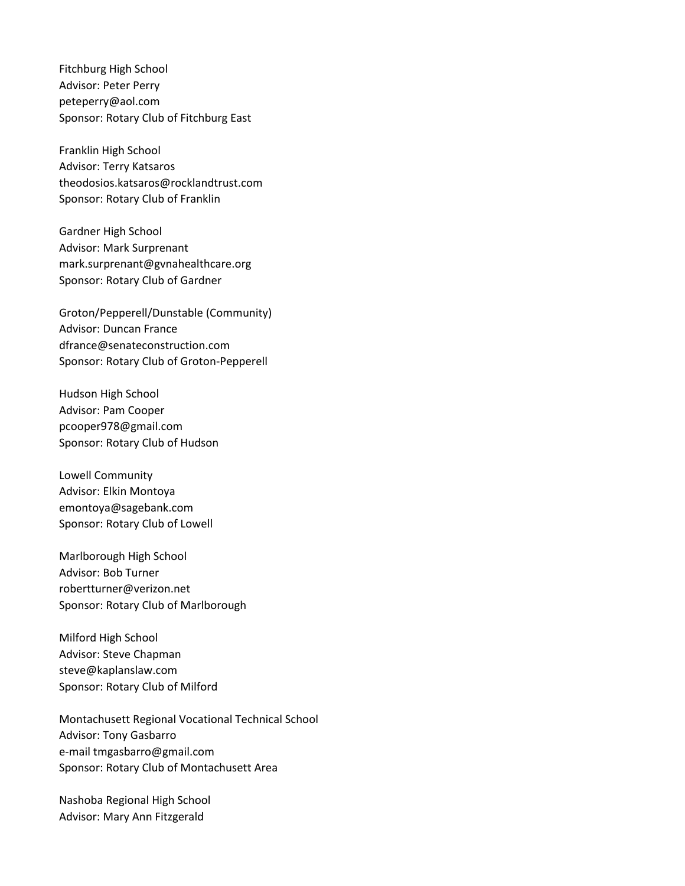Fitchburg High School
Advisor: Peter Perry
peteperry@aol.com
Sponsor: Rotary Club of Fitchburg East

Franklin High School
Advisor: Terry Katsaros
theodosios.katsaros@rocklandtrust.com
Sponsor: Rotary Club of Franklin

Gardner High School
Advisor: Mark Surprenant
mark.surprenant@gvnahealthcare.org
Sponsor: Rotary Club of Gardner

Groton/Pepperell/Dunstable (Community)
Advisor: Duncan France
dfrance@senateconstruction.com
Sponsor: Rotary Club of Groton-Pepperell

Hudson High School
Advisor: Pam Cooper
pcooper978@gmail.com
Sponsor: Rotary Club of Hudson

Lowell Community
Advisor: Elkin Montoya
emontoya@sagebank.com
Sponsor: Rotary Club of Lowell

Marlborough High School
Advisor: Bob Turner
robertturner@verizon.net
Sponsor: Rotary Club of Marlborough

Milford High School
Advisor: Steve Chapman
steve@kaplanslaw.com
Sponsor: Rotary Club of Milford

Montachusett Regional Vocational Technical School
Advisor: Tony Gasbarro
e-mail tmgasbarro@gmail.com
Sponsor: Rotary Club of Montachusett Area

Nashoba Regional High School
Advisor: Mary Ann Fitzgerald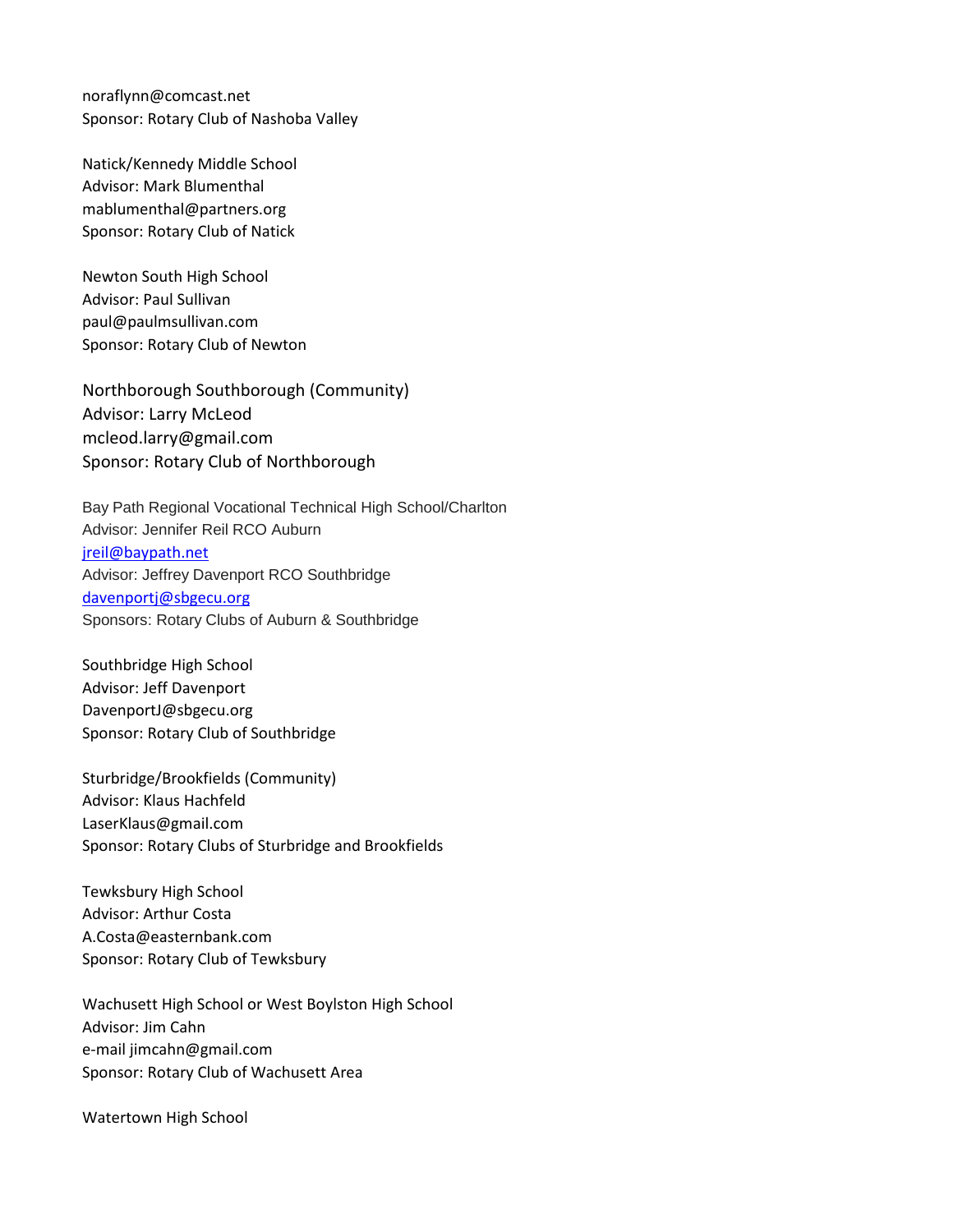noraflynn@comcast.net
Sponsor: Rotary Club of Nashoba Valley

Natick/Kennedy Middle School
Advisor: Mark Blumenthal
mablumenthal@partners.org
Sponsor: Rotary Club of Natick

Newton South High School
Advisor: Paul Sullivan
paul@paulmsullivan.com
Sponsor: Rotary Club of Newton

Northborough Southborough (Community)
Advisor: Larry McLeod
mcleod.larry@gmail.com
Sponsor: Rotary Club of Northborough

Bay Path Regional Vocational Technical High School/Charlton
Advisor: Jennifer Reil RCO Auburn
jreil@baypath.net
Advisor: Jeffrey Davenport RCO Southbridge
davenportj@sbgecu.org
Sponsors: Rotary Clubs of Auburn & Southbridge

Southbridge High School
Advisor: Jeff Davenport
DavenportJ@sbgecu.org
Sponsor: Rotary Club of Southbridge

Sturbridge/Brookfields (Community)
Advisor: Klaus Hachfeld
LaserKlaus@gmail.com
Sponsor: Rotary Clubs of Sturbridge and Brookfields

Tewksbury High School
Advisor: Arthur Costa
A.Costa@easternbank.com
Sponsor: Rotary Club of Tewksbury

Wachusett High School or West Boylston High School
Advisor: Jim Cahn
e-mail jimcahn@gmail.com
Sponsor: Rotary Club of Wachusett Area

Watertown High School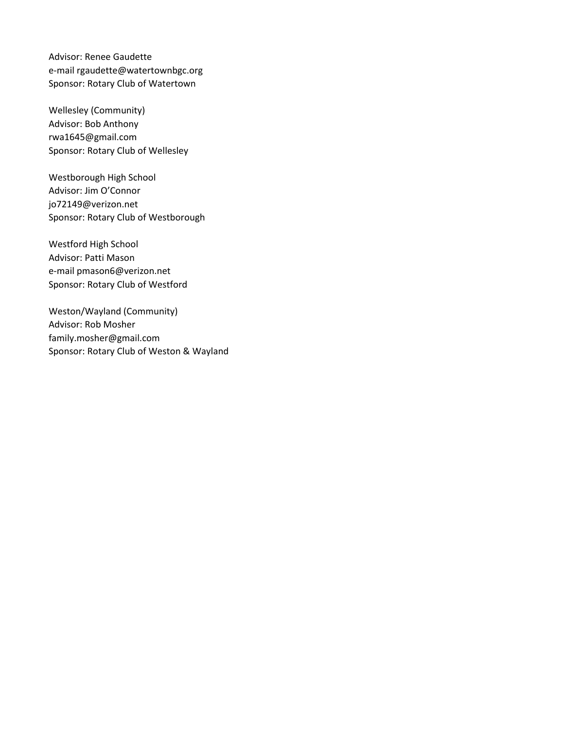Advisor: Renee Gaudette
e-mail rgaudette@watertownbgc.org
Sponsor: Rotary Club of Watertown

Wellesley (Community)
Advisor: Bob Anthony
rwa1645@gmail.com
Sponsor: Rotary Club of Wellesley

Westborough High School
Advisor: Jim O'Connor
jo72149@verizon.net
Sponsor: Rotary Club of Westborough

Westford High School
Advisor: Patti Mason
e-mail pmason6@verizon.net
Sponsor: Rotary Club of Westford

Weston/Wayland (Community)
Advisor: Rob Mosher
family.mosher@gmail.com
Sponsor: Rotary Club of Weston & Wayland